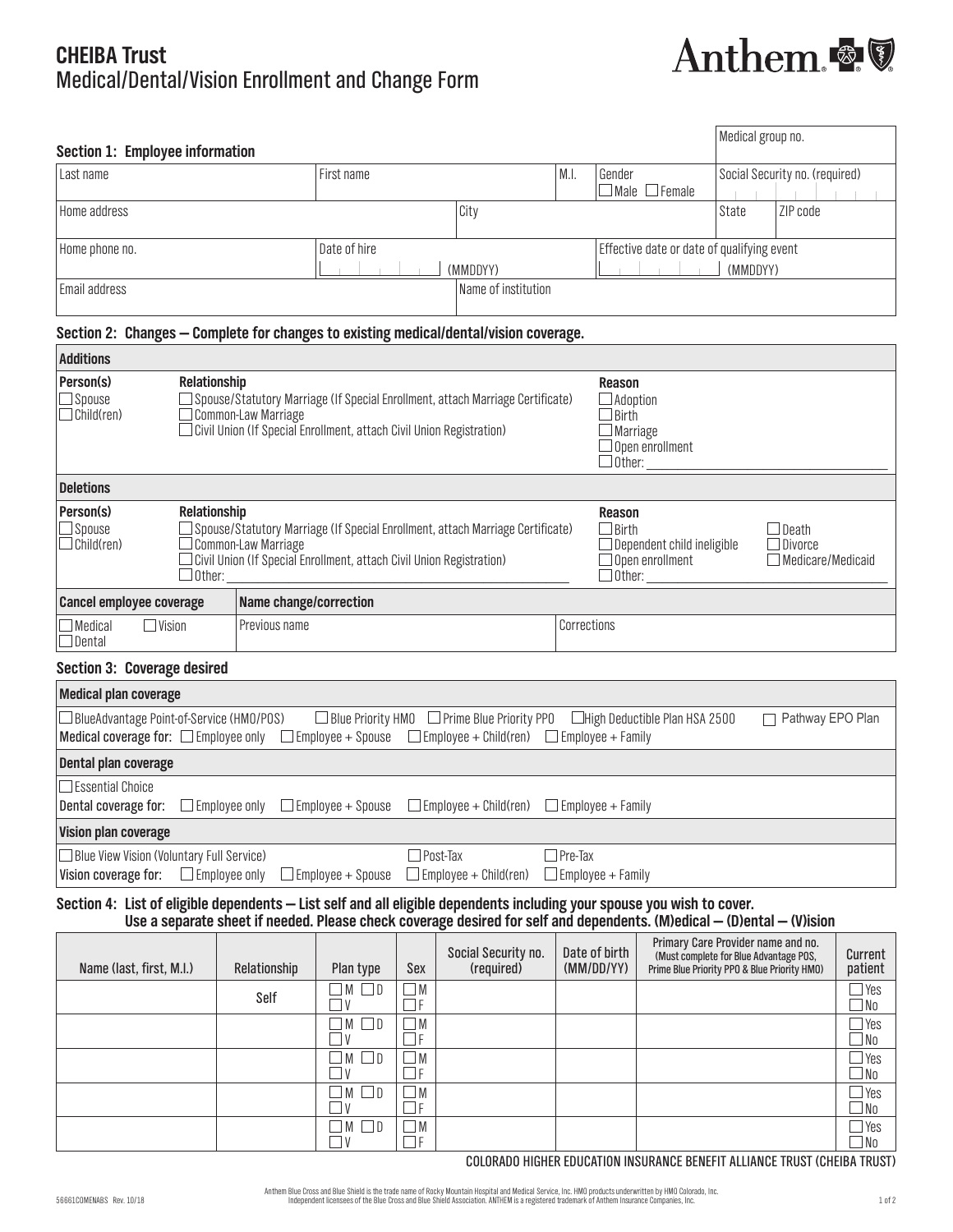# CHEIBA Trust
## Medical/Dental/Vision Enrollment and Change Form

Anthem.

### Section 1: Employee information

| Medical group no. | | | | | |
|---|---|---|---|---|---|
| Last name | First name | M.I. | Gender ☐ Male ☐ Female | Social Security no. (required) | |
| Home address | | City | | State | ZIP code |
| Home phone no. | Date of hire (MMDDYY) | | Effective date or date of qualifying event (MMDDYY) | | |
| Email address | | Name of institution | | | |

### Section 2: Changes — Complete for changes to existing medical/dental/vision coverage.

**Additions**

| Person(s) | Relationship | Reason |
|---|---|---|
| ☐ Spouse<br>☐ Child(ren) | ☐ Spouse/Statutory Marriage (If Special Enrollment, attach Marriage Certificate)<br>☐ Common-Law Marriage<br>☐ Civil Union (If Special Enrollment, attach Civil Union Registration) | ☐ Adoption<br>☐ Birth<br>☐ Marriage<br>☐ Open enrollment<br>☐ Other: ______ |

**Deletions**

| Person(s) | Relationship | Reason | |
|---|---|---|---|
| ☐ Spouse<br>☐ Child(ren) | ☐ Spouse/Statutory Marriage (If Special Enrollment, attach Marriage Certificate)<br>☐ Common-Law Marriage<br>☐ Civil Union (If Special Enrollment, attach Civil Union Registration)<br>☐ Other: ______ | ☐ Birth<br>☐ Dependent child ineligible<br>☐ Open enrollment<br>☐ Other: ______ | ☐ Death<br>☐ Divorce<br>☐ Medicare/Medicaid |

| Cancel employee coverage | Name change/correction | |
|---|---|---|
| ☐ Medical ☐ Vision<br>☐ Dental | Previous name | Corrections |

### Section 3: Coverage desired

**Medical plan coverage**

☐ BlueAdvantage Point-of-Service (HMO/POS) ☐ Blue Priority HMO ☐ Prime Blue Priority PPO ☐ High Deductible Plan HSA 2500 ☐ Pathway EPO Plan

**Medical coverage for:** ☐ Employee only ☐ Employee + Spouse ☐ Employee + Child(ren) ☐ Employee + Family

**Dental plan coverage**

☐ Essential Choice

**Dental coverage for:** ☐ Employee only ☐ Employee + Spouse ☐ Employee + Child(ren) ☐ Employee + Family

**Vision plan coverage**

☐ Blue View Vision (Voluntary Full Service) ☐ Post-Tax ☐ Pre-Tax

**Vision coverage for:** ☐ Employee only ☐ Employee + Spouse ☐ Employee + Child(ren) ☐ Employee + Family

### Section 4: List of eligible dependents — List self and all eligible dependents including your spouse you wish to cover. Use a separate sheet if needed. Please check coverage desired for self and dependents. (M)edical — (D)ental — (V)ision

| Name (last, first, M.I.) | Relationship | Plan type | Sex | Social Security no. (required) | Date of birth (MM/DD/YY) | Primary Care Provider name and no. (Must complete for Blue Advantage POS, Prime Blue Priority PPO & Blue Priority HMO) | Current patient |
|---|---|---|---|---|---|---|---|
| | Self | ☐ M ☐ D ☐ V | ☐ M ☐ F | | | | ☐ Yes ☐ No |
| | | ☐ M ☐ D ☐ V | ☐ M ☐ F | | | | ☐ Yes ☐ No |
| | | ☐ M ☐ D ☐ V | ☐ M ☐ F | | | | ☐ Yes ☐ No |
| | | ☐ M ☐ D ☐ V | ☐ M ☐ F | | | | ☐ Yes ☐ No |
| | | ☐ M ☐ D ☐ V | ☐ M ☐ F | | | | ☐ Yes ☐ No |

COLORADO HIGHER EDUCATION INSURANCE BENEFIT ALLIANCE TRUST (CHEIBA TRUST)

Anthem Blue Cross and Blue Shield is the trade name of Rocky Mountain Hospital and Medical Service, Inc. HMO products underwritten by HMO Colorado, Inc. Independent licensees of the Blue Cross and Blue Shield Association. ANTHEM is a registered trademark of Anthem Insurance Companies, Inc.

56661COMENABS Rev. 10/18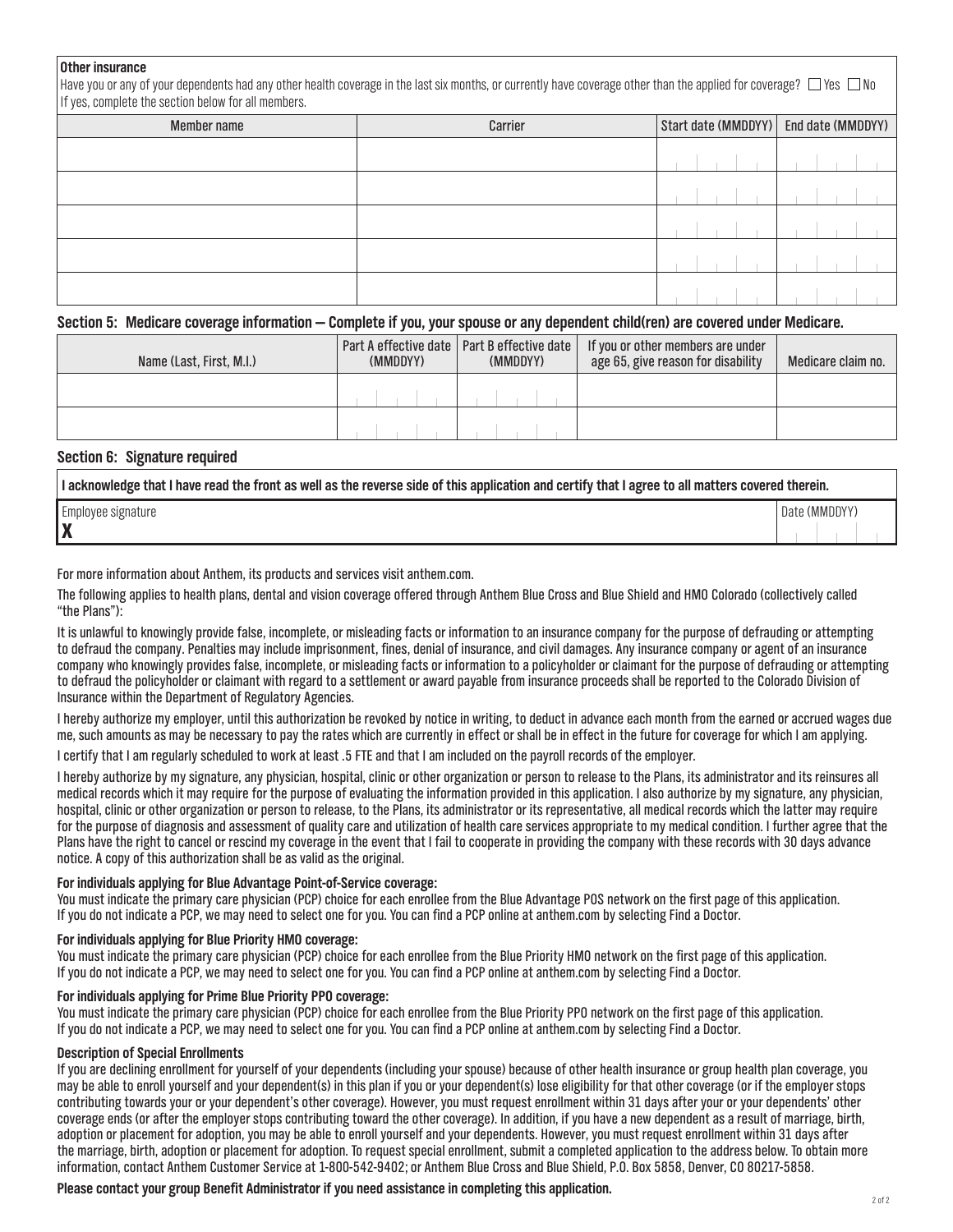**Other insurance**

Have you or any of your dependents had any other health coverage in the last six months, or currently have coverage other than the applied for coverage? ☐ Yes ☐ No

If yes, complete the section below for all members.

| Member name | Carrier | Start date (MMDDYY) | End date (MMDDYY) |
|---|---|---|---|
| | | | |
| | | | |
| | | | |
| | | | |
| | | | |

### Section 5: Medicare coverage information — Complete if you, your spouse or any dependent child(ren) are covered under Medicare.

| Name (Last, First, M.I.) | Part A effective date (MMDDYY) | Part B effective date (MMDDYY) | If you or other members are under age 65, give reason for disability | Medicare claim no. |
|---|---|---|---|---|
| | | | | |
| | | | | |

### Section 6: Signature required

**I acknowledge that I have read the front as well as the reverse side of this application and certify that I agree to all matters covered therein.**

| Employee signature | Date (MMDDYY) |
|---|---|
| **X** | |

For more information about Anthem, its products and services visit anthem.com.

The following applies to health plans, dental and vision coverage offered through Anthem Blue Cross and Blue Shield and HMO Colorado (collectively called "the Plans"):

It is unlawful to knowingly provide false, incomplete, or misleading facts or information to an insurance company for the purpose of defrauding or attempting to defraud the company. Penalties may include imprisonment, fines, denial of insurance, and civil damages. Any insurance company or agent of an insurance company who knowingly provides false, incomplete, or misleading facts or information to a policyholder or claimant for the purpose of defrauding or attempting to defraud the policyholder or claimant with regard to a settlement or award payable from insurance proceeds shall be reported to the Colorado Division of Insurance within the Department of Regulatory Agencies.

I hereby authorize my employer, until this authorization be revoked by notice in writing, to deduct in advance each month from the earned or accrued wages due me, such amounts as may be necessary to pay the rates which are currently in effect or shall be in effect in the future for coverage for which I am applying.

I certify that I am regularly scheduled to work at least .5 FTE and that I am included on the payroll records of the employer.

I hereby authorize by my signature, any physician, hospital, clinic or other organization or person to release to the Plans, its administrator and its reinsures all medical records which it may require for the purpose of evaluating the information provided in this application. I also authorize by my signature, any physician, hospital, clinic or other organization or person to release, to the Plans, its administrator or its representative, all medical records which the latter may require for the purpose of diagnosis and assessment of quality care and utilization of health care services appropriate to my medical condition. I further agree that the Plans have the right to cancel or rescind my coverage in the event that I fail to cooperate in providing the company with these records with 30 days advance notice. A copy of this authorization shall be as valid as the original.

**For individuals applying for Blue Advantage Point-of-Service coverage:**

You must indicate the primary care physician (PCP) choice for each enrollee from the Blue Advantage POS network on the first page of this application. If you do not indicate a PCP, we may need to select one for you. You can find a PCP online at anthem.com by selecting Find a Doctor.

**For individuals applying for Blue Priority HMO coverage:**

You must indicate the primary care physician (PCP) choice for each enrollee from the Blue Priority HMO network on the first page of this application. If you do not indicate a PCP, we may need to select one for you. You can find a PCP online at anthem.com by selecting Find a Doctor.

**For individuals applying for Prime Blue Priority PPO coverage:**

You must indicate the primary care physician (PCP) choice for each enrollee from the Blue Priority PPO network on the first page of this application. If you do not indicate a PCP, we may need to select one for you. You can find a PCP online at anthem.com by selecting Find a Doctor.

**Description of Special Enrollments**

If you are declining enrollment for yourself of your dependents (including your spouse) because of other health insurance or group health plan coverage, you may be able to enroll yourself and your dependent(s) in this plan if you or your dependent(s) lose eligibility for that other coverage (or if the employer stops contributing towards your or your dependent's other coverage). However, you must request enrollment within 31 days after your or your dependents' other coverage ends (or after the employer stops contributing toward the other coverage). In addition, if you have a new dependent as a result of marriage, birth, adoption or placement for adoption, you may be able to enroll yourself and your dependents. However, you must request enrollment within 31 days after the marriage, birth, adoption or placement for adoption. To request special enrollment, submit a completed application to the address below. To obtain more information, contact Anthem Customer Service at 1-800-542-9402; or Anthem Blue Cross and Blue Shield, P.O. Box 5858, Denver, CO 80217-5858.

**Please contact your group Benefit Administrator if you need assistance in completing this application.**